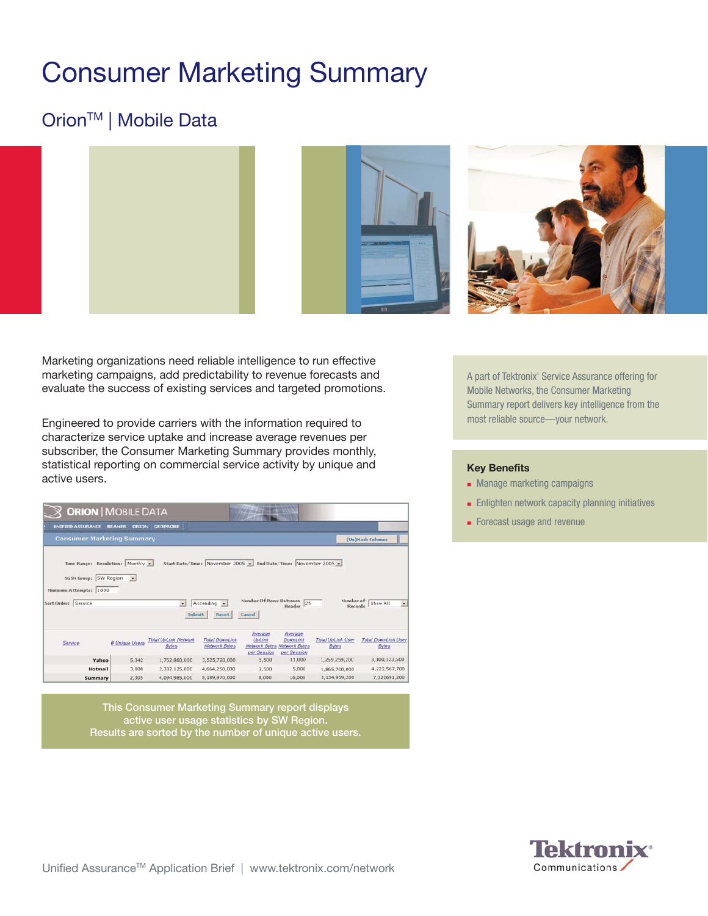# Consumer Marketing Summary

## Orion™ | Mobile Data

Marketing organizations need reliable intelligence to run effective marketing campaigns, add predictability to revenue forecasts and evaluate the success of existing services and targeted promotions.

Engineered to provide carriers with the information required to characterize service uptake and increase average revenues per subscriber, the Consumer Marketing Summary provides monthly, statistical reporting on commercial service activity by unique and active users.

ORION | MOBILE DATA

UNIFIED ASSURANCE | BEAMER | ORION | GEOPROBE

Consumer Marketing Summary

Time Range: Resolution: Monthly | Start Date/Time: November 2005 | End Date/Time: November 2005

SGSN Group: SW Region

Minimum Attempts: 1000

Sort Order: Service | Ascending | Number Of Rows Between Header: 25 | Number of Records: Show All

| Service | # Unique Users | Total UpLink Network Bytes | Total DownLink Network Bytes | Average UpLink Network Bytes per Session | Average DownLink Network Bytes per Session | Total UpLink User Bytes | Total DownLink User Bytes |
|---|---|---|---|---|---|---|---|
| Yahoo | 5,342 | 1,762,860,000 | 3,525,720,000 | 5,500 | 11,000 | 1,259,259,200 | 3,100,123,500 |
| Hotmail | 3,006 | 2,332,125,000 | 4,664,250,000 | 2,500 | 5,000 | 1,865,700,600 | 4,222,567,700 |
| Summary | 2,305 | 4,094,985,000 | 8,189,970,000 | 8,000 | 16,000 | 3,134,959,200 | 7,322691,200 |

This Consumer Marketing Summary report displays active user usage statistics by SW Region. Results are sorted by the number of unique active users.

A part of Tektronix' Service Assurance offering for Mobile Networks, the Consumer Marketing Summary report delivers key intelligence from the most reliable source—your network.

**Key Benefits**

- Manage marketing campaigns
- Enlighten network capacity planning initiatives
- Forecast usage and revenue

Unified Assurance™ Application Brief | www.tektronix.com/network

Tektronix Communications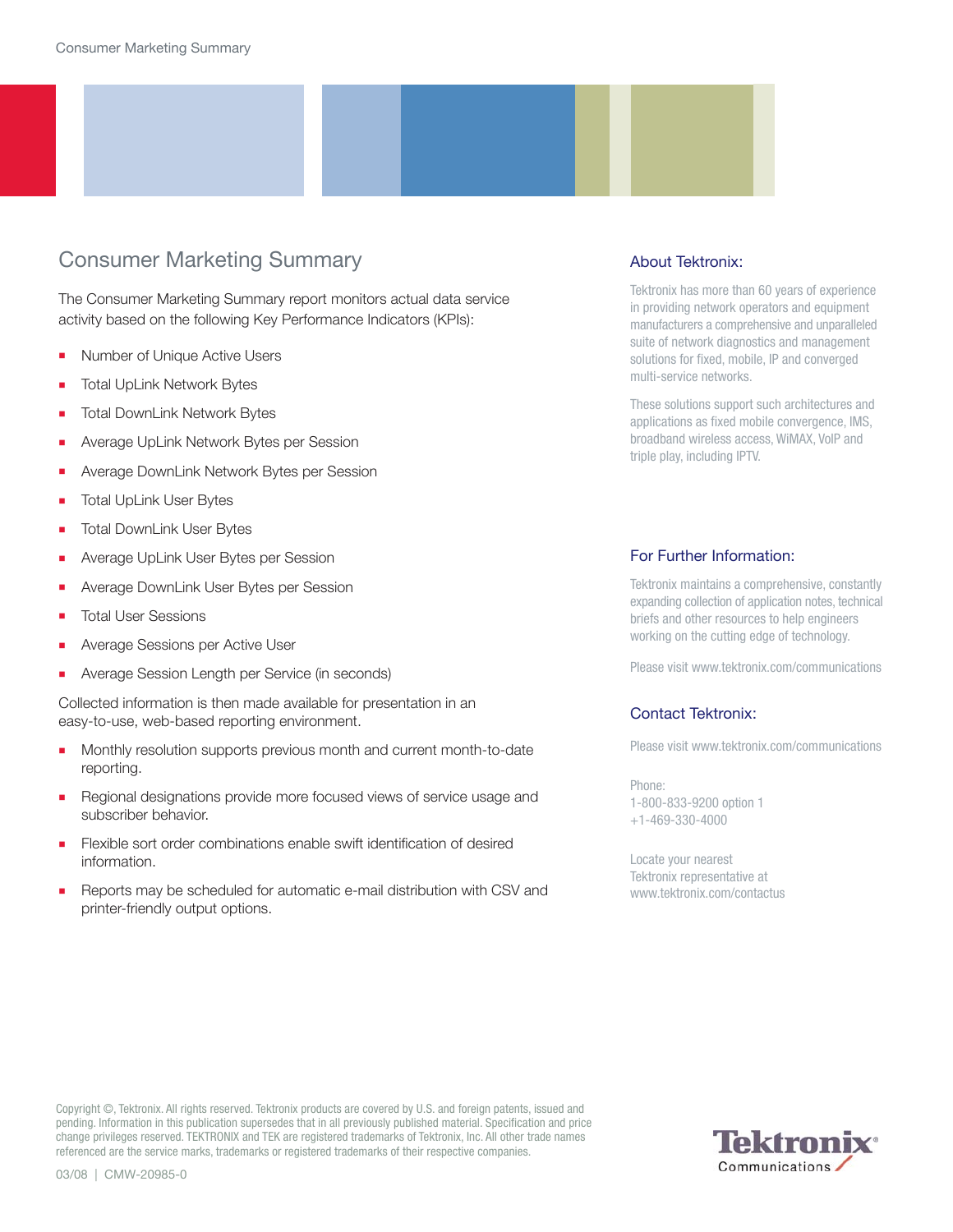# Consumer Marketing Summary

The Consumer Marketing Summary report monitors actual data service activity based on the following Key Performance Indicators (KPIs):

- Number of Unique Active Users
- Total UpLink Network Bytes
- Total DownLink Network Bytes
- Average UpLink Network Bytes per Session
- Average DownLink Network Bytes per Session
- Total UpLink User Bytes
- Total DownLink User Bytes
- Average UpLink User Bytes per Session
- Average DownLink User Bytes per Session
- Total User Sessions
- Average Sessions per Active User
- Average Session Length per Service (in seconds)

Collected information is then made available for presentation in an easy-to-use, web-based reporting environment.

- Monthly resolution supports previous month and current month-to-date reporting.
- Regional designations provide more focused views of service usage and subscriber behavior.
- Flexible sort order combinations enable swift identification of desired information.
- Reports may be scheduled for automatic e-mail distribution with CSV and printer-friendly output options.

## About Tektronix:

Tektronix has more than 60 years of experience in providing network operators and equipment manufacturers a comprehensive and unparalleled suite of network diagnostics and management solutions for fixed, mobile, IP and converged multi-service networks.

These solutions support such architectures and applications as fixed mobile convergence, IMS, broadband wireless access, WiMAX, VoIP and triple play, including IPTV.

## For Further Information:

Tektronix maintains a comprehensive, constantly expanding collection of application notes, technical briefs and other resources to help engineers working on the cutting edge of technology.

Please visit www.tektronix.com/communications

## Contact Tektronix:

Please visit www.tektronix.com/communications

Phone:
1-800-833-9200 option 1
+1-469-330-4000

Locate your nearest Tektronix representative at www.tektronix.com/contactus

Copyright ©, Tektronix. All rights reserved. Tektronix products are covered by U.S. and foreign patents, issued and pending. Information in this publication supersedes that in all previously published material. Specification and price change privileges reserved. TEKTRONIX and TEK are registered trademarks of Tektronix, Inc. All other trade names referenced are the service marks, trademarks or registered trademarks of their respective companies.

03/08 | CMW-20985-0

Tektronix® Communications